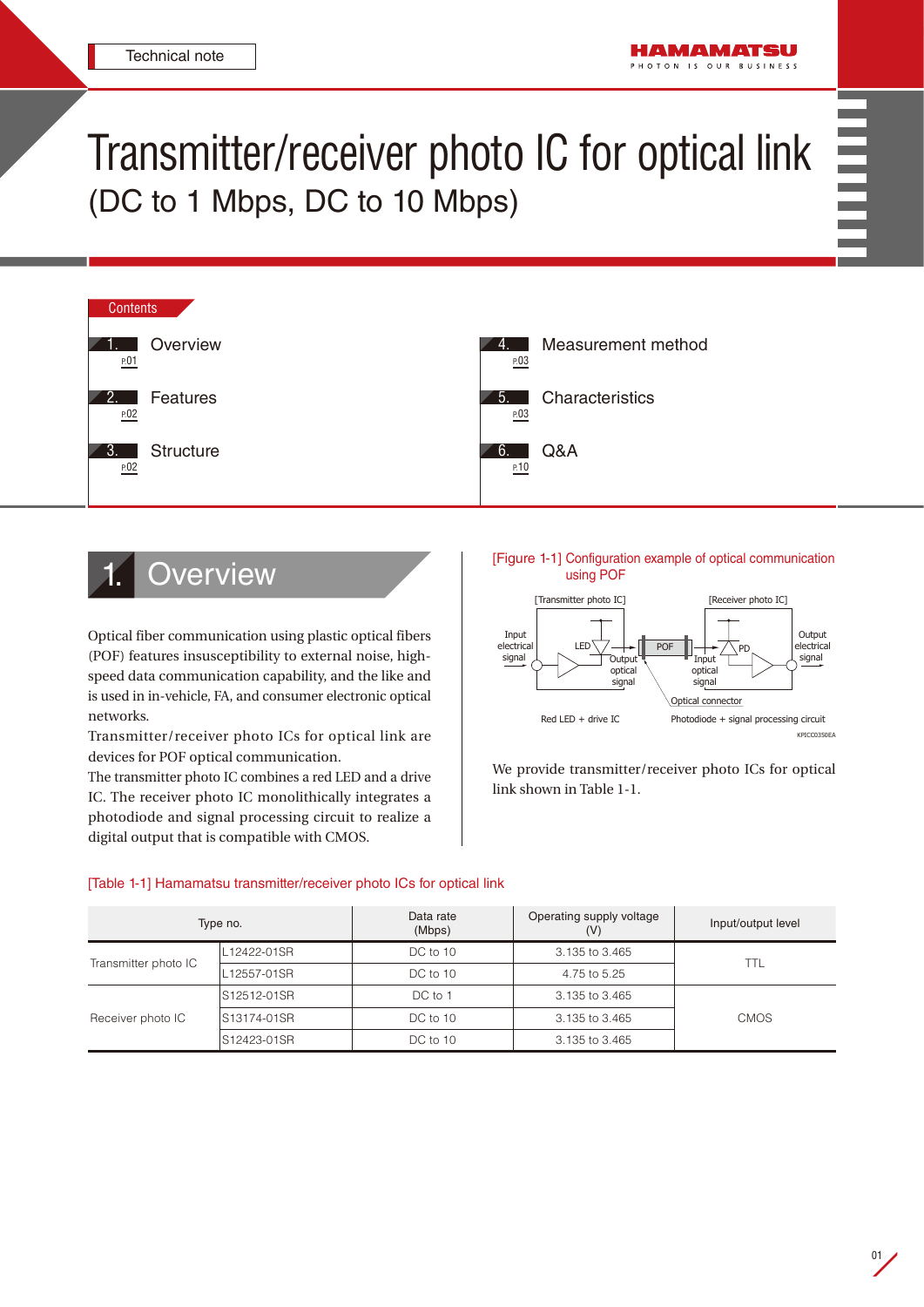Technical note

# Transmitter/receiver photo IC for optical link

## (DC to 1 Mbps, DC to 10 Mbps)

**Contents**

1. Overview P01
2. Features P02
3. Structure P02
4. Measurement method P03
5. Characteristics P03
6. Q&A P10

## 1. Overview

Optical fiber communication using plastic optical fibers (POF) features insusceptibility to external noise, high-speed data communication capability, and the like and is used in in-vehicle, FA, and consumer electronic optical networks.

Transmitter/receiver photo ICs for optical link are devices for POF optical communication.

The transmitter photo IC combines a red LED and a drive IC. The receiver photo IC monolithically integrates a photodiode and signal processing circuit to realize a digital output that is compatible with CMOS.

[Figure 1-1] Configuration example of optical communication using POF

[Transmitter photo IC] [Receiver photo IC]

Input electrical signal, LED, Output optical signal, POF, Input optical signal, PD, Output electrical signal, Optical connector

Red LED + drive IC / Photodiode + signal processing circuit

KPICC0350EA

We provide transmitter/receiver photo ICs for optical link shown in Table 1-1.

[Table 1-1] Hamamatsu transmitter/receiver photo ICs for optical link

| Type no. | | Data rate (Mbps) | Operating supply voltage (V) | Input/output level |
|---|---|---|---|---|
| Transmitter photo IC | L12422-01SR | DC to 10 | 3.135 to 3.465 | TTL |
| | L12557-01SR | DC to 10 | 4.75 to 5.25 | |
| Receiver photo IC | S12512-01SR | DC to 1 | 3.135 to 3.465 | CMOS |
| | S13174-01SR | DC to 10 | 3.135 to 3.465 | |
| | S12423-01SR | DC to 10 | 3.135 to 3.465 | |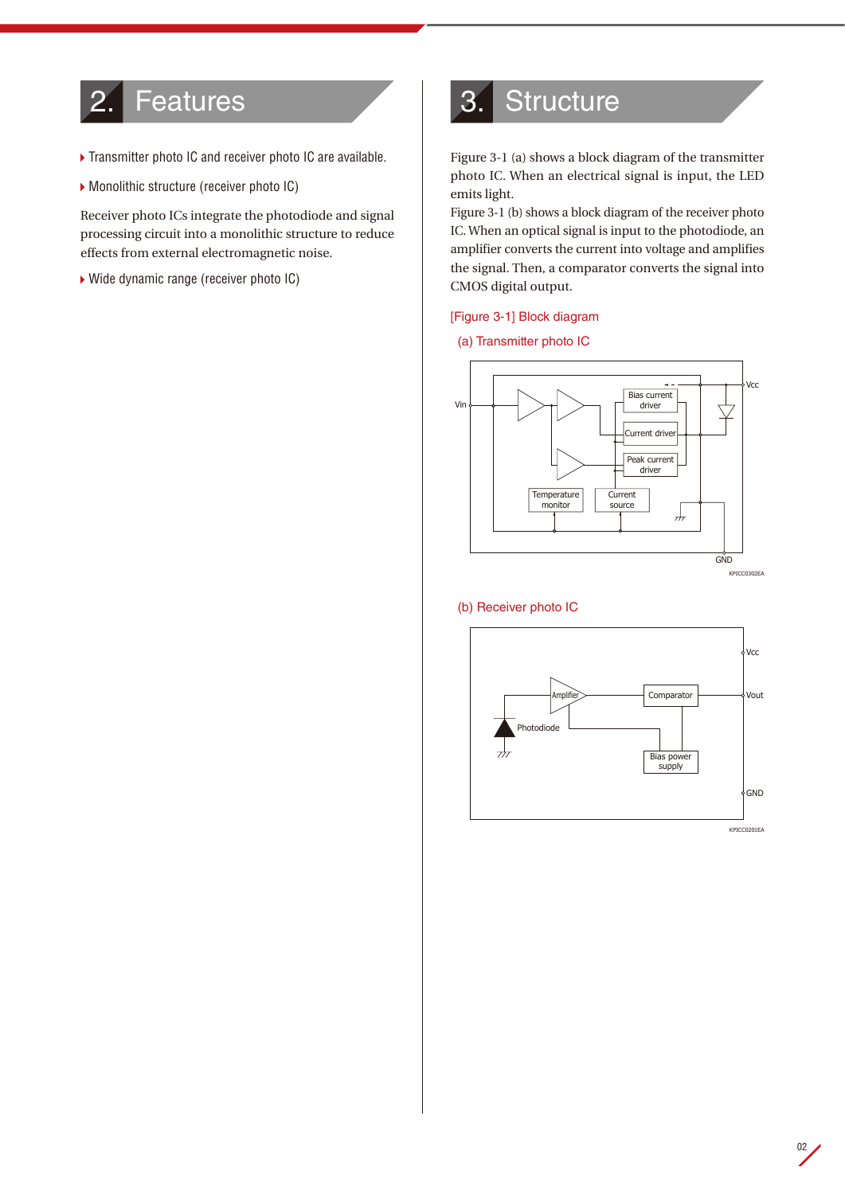# 2. Features

- Transmitter photo IC and receiver photo IC are available.
- Monolithic structure (receiver photo IC)

Receiver photo ICs integrate the photodiode and signal processing circuit into a monolithic structure to reduce effects from external electromagnetic noise.

- Wide dynamic range (receiver photo IC)

# 3. Structure

Figure 3-1 (a) shows a block diagram of the transmitter photo IC. When an electrical signal is input, the LED emits light.
Figure 3-1 (b) shows a block diagram of the receiver photo IC. When an optical signal is input to the photodiode, an amplifier converts the current into voltage and amplifies the signal. Then, a comparator converts the signal into CMOS digital output.

[Figure 3-1] Block diagram

(a) Transmitter photo IC

Vin, Vcc, GND, Bias current driver, Current driver, Peak current driver, Temperature monitor, Current source

KPICC0302EA

(b) Receiver photo IC

Vcc, Vout, GND, Amplifier, Comparator, Photodiode, Bias power supply

KPICC0201EA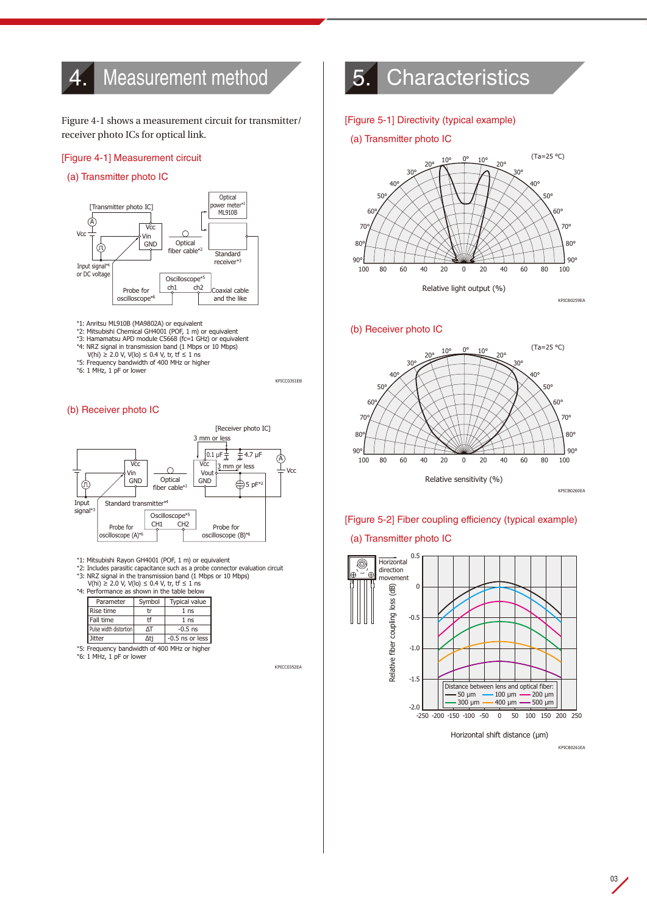## 4. Measurement method

Figure 4-1 shows a measurement circuit for transmitter/receiver photo ICs for optical link.

[Figure 4-1] Measurement circuit

(a) Transmitter photo IC

[Transmitter photo IC]

Vcc, Vin, GND, Input signal*4 or DC voltage, Optical fiber cable*2, Optical power meter*1 ML910B, Standard receiver*3, Oscilloscope*5 ch1 ch2, Probe for oscilloscope*6, Coaxial cable and the like

*1: Anritsu ML910B (MA9802A) or equivalent
*2: Mitsubishi Chemical GH4001 (POF, 1 m) or equivalent
*3: Hamamatsu APD module C5668 (fc=1 GHz) or equivalent
*4: NRZ signal in transmission band (1 Mbps or 10 Mbps)
V(hi) ≥ 2.0 V, V(lo) ≤ 0.4 V, tr, tf ≤ 1 ns
*5: Frequency bandwidth of 400 MHz or higher
*6: 1 MHz, 1 pF or lower

KPICC0351EB

(b) Receiver photo IC

[Receiver photo IC]

3 mm or less, 0.1 μF, 4.7 μF, 3 mm or less, Vcc, Vout, GND, 5 pF*2, Standard transmitter*4, Input signal*3, Optical fiber cable*1, Oscilloscope*5 CH1 CH2, Probe for oscilloscope (A)*6, Probe for oscilloscope (B)*6

*1: Mitsubishi Rayon GH4001 (POF, 1 m) or equivalent
*2: Includes parasitic capacitance such as a probe connector evaluation circuit
*3: NRZ signal in the transmission band (1 Mbps or 10 Mbps)
V(hi) ≥ 2.0 V, V(lo) ≤ 0.4 V, tr, tf ≤ 1 ns
*4: Performance as shown in the table below

| Parameter | Symbol | Typical value |
|---|---|---|
| Rise time | tr | 1 ns |
| Fall time | tf | 1 ns |
| Pulse width distortion | ΔT | -0.5 ns |
| Jitter | Δtj | -0.5 ns or less |

*5: Frequency bandwidth of 400 MHz or higher
*6: 1 MHz, 1 pF or lower

KPICC0352EA

## 5. Characteristics

[Figure 5-1] Directivity (typical example)

(a) Transmitter photo IC

(Ta=25 °C)

Relative light output (%)

KPICB0259EA

(b) Receiver photo IC

(Ta=25 °C)

Relative sensitivity (%)

KPICB0260EA

[Figure 5-2] Fiber coupling efficiency (typical example)

(a) Transmitter photo IC

Horizontal direction movement

Relative fiber coupling loss (dB)

Distance between lens and optical fiber: 50 μm, 100 μm, 200 μm, 300 μm, 400 μm, 500 μm

Horizontal shift distance (μm)

KPICB0261EA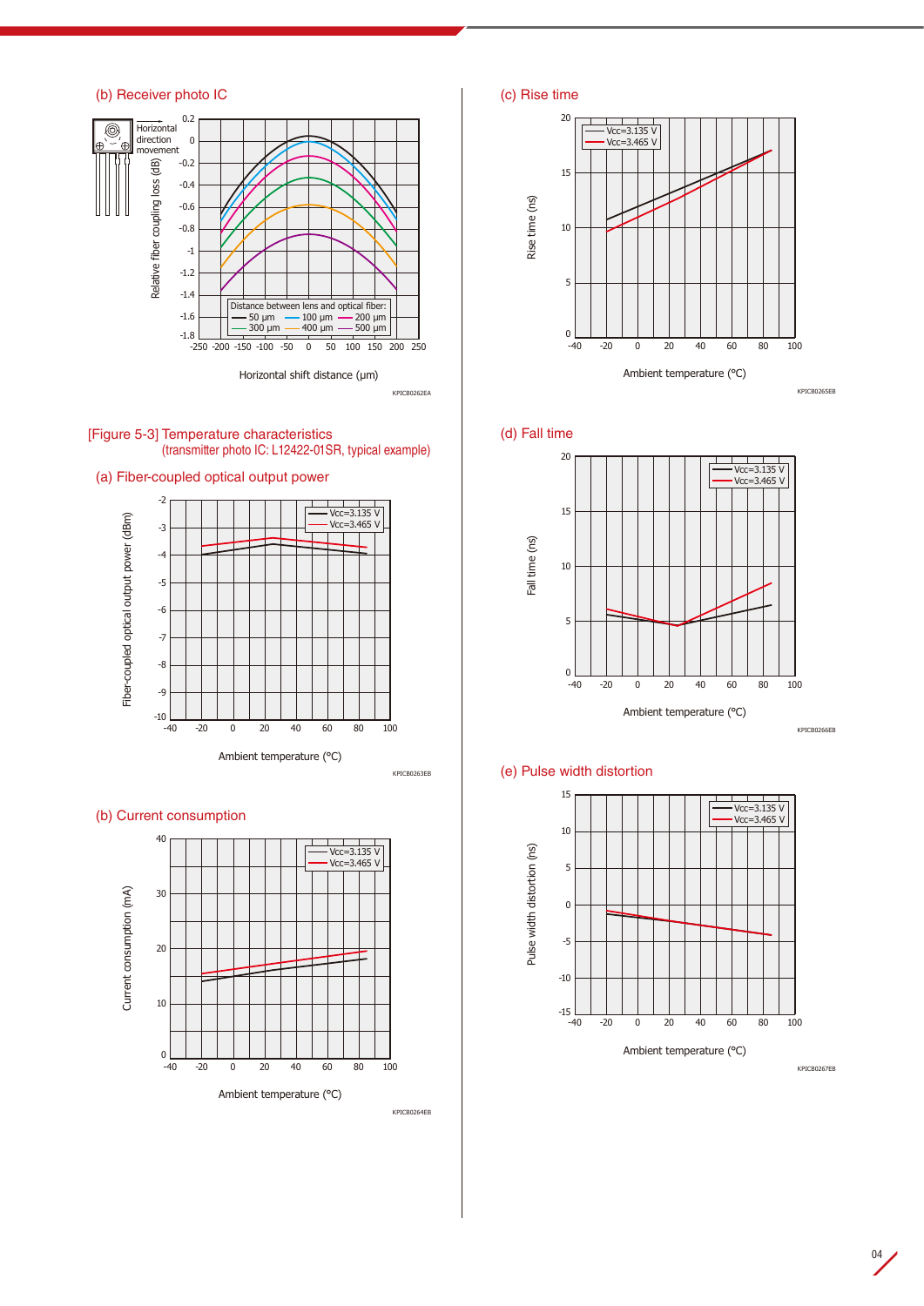(b) Receiver photo IC

Horizontal direction movement

Relative fiber coupling loss (dB)

Distance between lens and optical fiber: — 50 μm — 100 μm — 200 μm — 300 μm — 400 μm — 500 μm

Horizontal shift distance (μm)

KPICB0262EA

[Figure 5-3] Temperature characteristics
(transmitter photo IC: L12422-01SR, typical example)

(a) Fiber-coupled optical output power

Vcc=3.135 V
Vcc=3.465 V

Fiber-coupled optical output power (dBm)

Ambient temperature (°C)

KPICB0263EB

(b) Current consumption

Vcc=3.135 V
Vcc=3.465 V

Current consumption (mA)

Ambient temperature (°C)

KPICB0264EB

(c) Rise time

Vcc=3.135 V
Vcc=3.465 V

Rise time (ns)

Ambient temperature (°C)

KPICB0265EB

(d) Fall time

Vcc=3.135 V
Vcc=3.465 V

Fall time (ns)

Ambient temperature (°C)

KPICB0266EB

(e) Pulse width distortion

Vcc=3.135 V
Vcc=3.465 V

Pulse width distortion (ns)

Ambient temperature (°C)

KPICB0267EB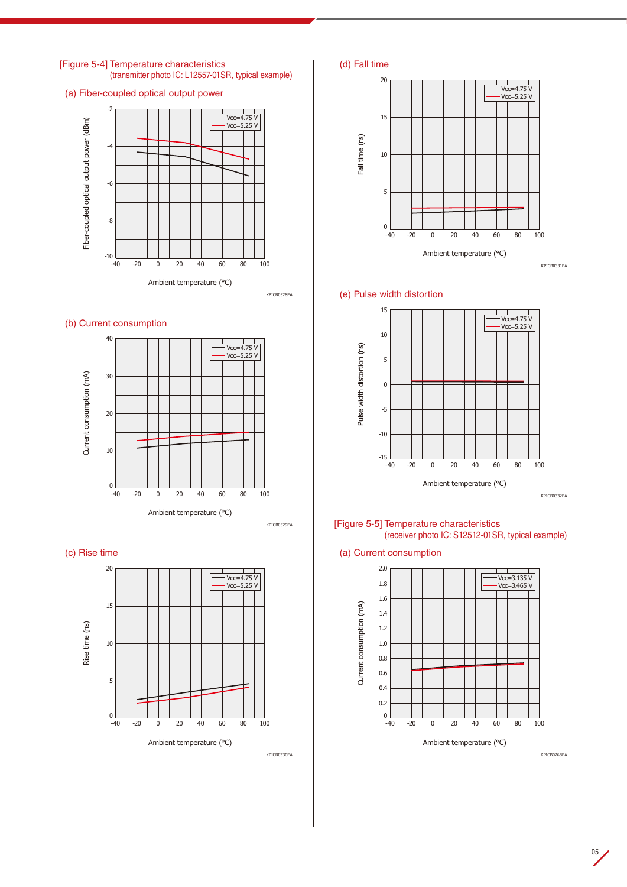[Figure 5-4] Temperature characteristics
(transmitter photo IC: L12557-01SR, typical example)

(a) Fiber-coupled optical output power

KPICB0328EA

(b) Current consumption

KPICB0329EA

(c) Rise time

KPICB0330EA

(d) Fall time

KPICB0331EA

(e) Pulse width distortion

KPICB0332EA

[Figure 5-5] Temperature characteristics
(receiver photo IC: S12512-01SR, typical example)

(a) Current consumption

KPICB0268EA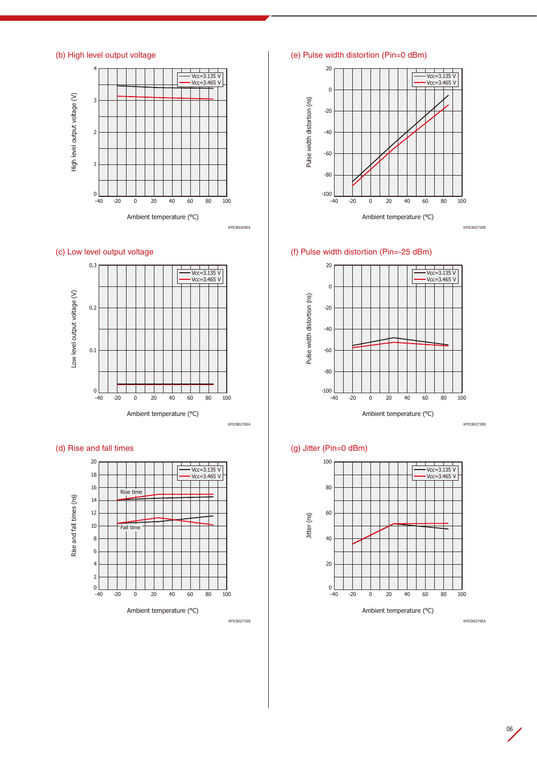(b) High level output voltage

High level output voltage (V)

Vcc=3.135 V
Vcc=3.465 V

Ambient temperature (°C)

KPICB0269EA

(c) Low level output voltage

Low level output voltage (V)

Vcc=3.135 V
Vcc=3.465 V

Ambient temperature (°C)

KPICB0270EA

(d) Rise and fall times

Rise and fall times (ns)

Vcc=3.135 V
Vcc=3.465 V

Rise time

Fall time

Ambient temperature (°C)

KPICB0271EB

(e) Pulse width distortion (Pin=0 dBm)

Pulse width distortion (ns)

Vcc=3.135 V
Vcc=3.465 V

Ambient temperature (°C)

KPICB0272EB

(f) Pulse width distortion (Pin=-25 dBm)

Pulse width distortion (ns)

Vcc=3.135 V
Vcc=3.465 V

Ambient temperature (°C)

KPICB0273EB

(g) Jitter (Pin=0 dBm)

Jitter (ns)

Vcc=3.135 V
Vcc=3.465 V

Ambient temperature (°C)

KPICB0274EA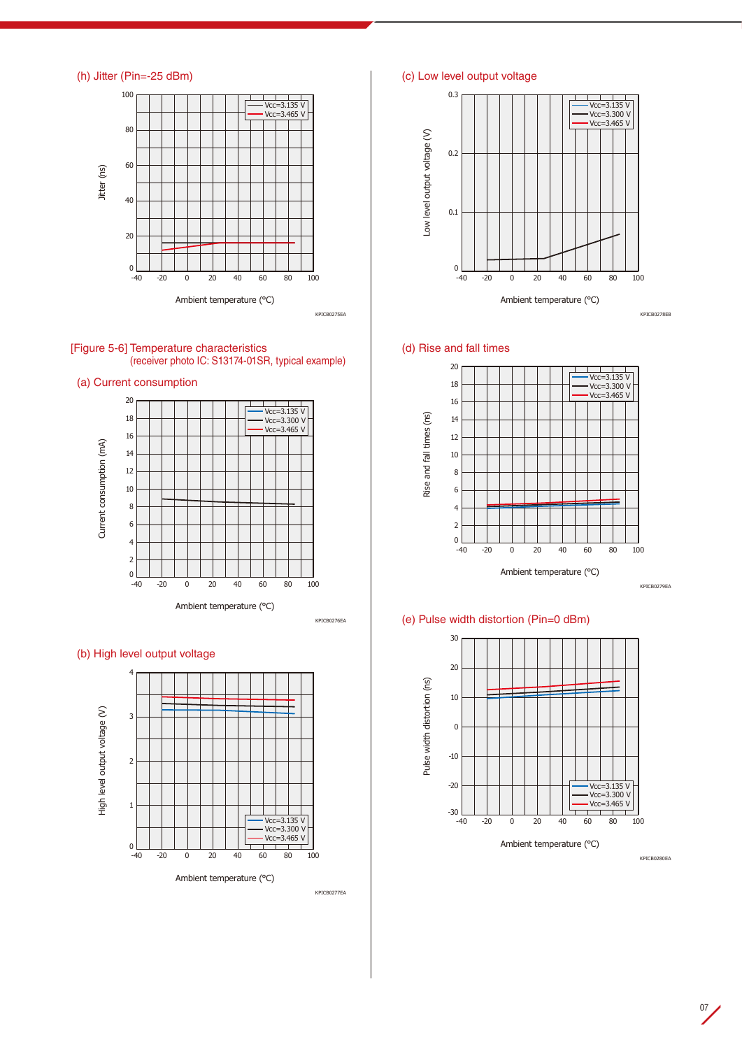(h) Jitter (Pin=-25 dBm)

Jitter (ns)

Vcc=3.135 V
Vcc=3.465 V

Ambient temperature (°C)

KPICB0275EA

(c) Low level output voltage

Low level output voltage (V)

Vcc=3.135 V
Vcc=3.300 V
Vcc=3.465 V

Ambient temperature (°C)

KPICB0278EB

## [Figure 5-6] Temperature characteristics
(receiver photo IC: S13174-01SR, typical example)

(a) Current consumption

Current consumption (mA)

Vcc=3.135 V
Vcc=3.300 V
Vcc=3.465 V

Ambient temperature (°C)

KPICB0276EA

(b) High level output voltage

High level output voltage (V)

Vcc=3.135 V
Vcc=3.300 V
Vcc=3.465 V

Ambient temperature (°C)

KPICB0277EA

(d) Rise and fall times

Rise and fall times (ns)

Vcc=3.135 V
Vcc=3.300 V
Vcc=3.465 V

Ambient temperature (°C)

KPICB0279EA

(e) Pulse width distortion (Pin=0 dBm)

Pulse width distortion (ns)

Vcc=3.135 V
Vcc=3.300 V
Vcc=3.465 V

Ambient temperature (°C)

KPICB0280EA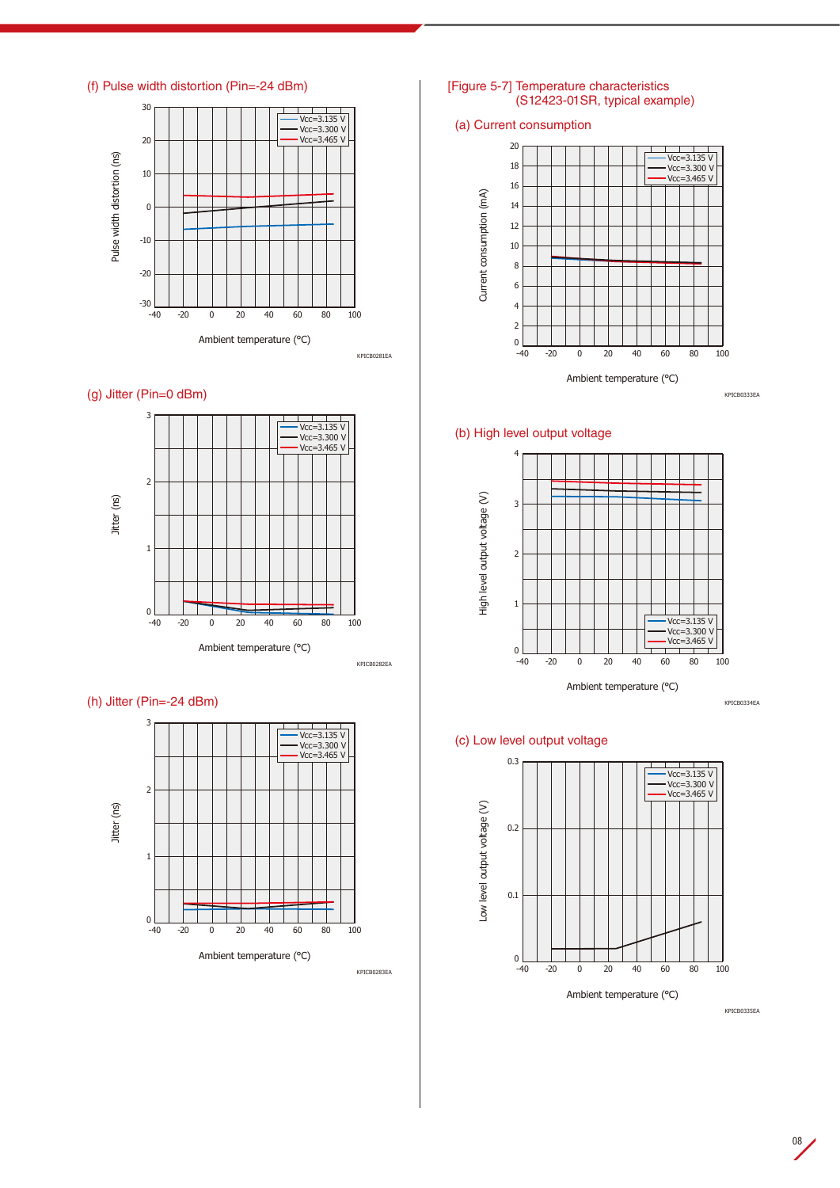(f) Pulse width distortion (Pin=-24 dBm)

Pulse width distortion (ns)

Ambient temperature (°C)

KPICB0281EA

(g) Jitter (Pin=0 dBm)

Jitter (ns)

Ambient temperature (°C)

KPICB0282EA

(h) Jitter (Pin=-24 dBm)

Jitter (ns)

Ambient temperature (°C)

KPICB0283EA

[Figure 5-7] Temperature characteristics (S12423-01SR, typical example)

(a) Current consumption

Current consumption (mA)

Ambient temperature (°C)

KPICB0333EA

(b) High level output voltage

High level output voltage (V)

Ambient temperature (°C)

KPICB0334EA

(c) Low level output voltage

Low level output voltage (V)

Ambient temperature (°C)

KPICB0335EA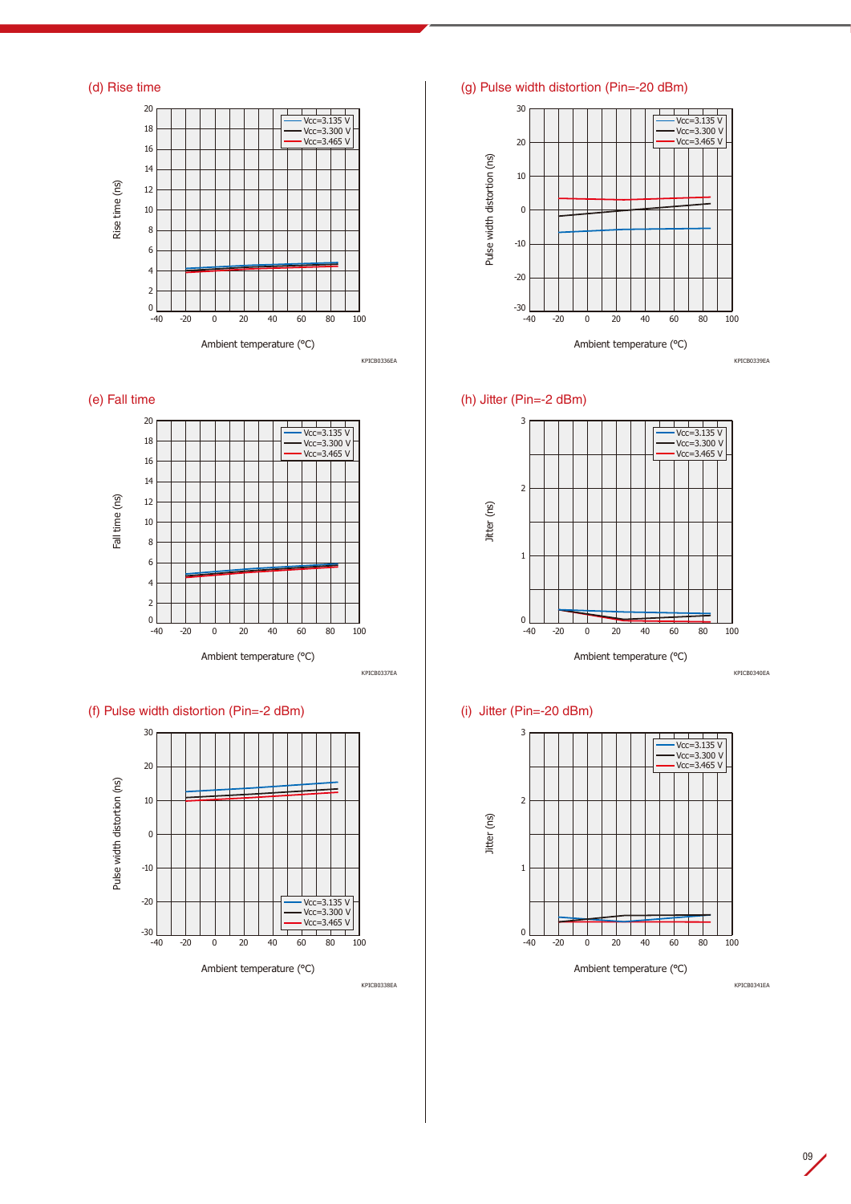(d) Rise time

Rise time (ns)

Ambient temperature (°C)

Vcc=3.135 V
Vcc=3.300 V
Vcc=3.465 V

KPICB0336EA

(e) Fall time

Fall time (ns)

Ambient temperature (°C)

Vcc=3.135 V
Vcc=3.300 V
Vcc=3.465 V

KPICB0337EA

(f) Pulse width distortion (Pin=-2 dBm)

Pulse width distortion (ns)

Ambient temperature (°C)

Vcc=3.135 V
Vcc=3.300 V
Vcc=3.465 V

KPICB0338EA

(g) Pulse width distortion (Pin=-20 dBm)

Pulse width distortion (ns)

Ambient temperature (°C)

Vcc=3.135 V
Vcc=3.300 V
Vcc=3.465 V

KPICB0339EA

(h) Jitter (Pin=-2 dBm)

Jitter (ns)

Ambient temperature (°C)

Vcc=3.135 V
Vcc=3.300 V
Vcc=3.465 V

KPICB0340EA

(i) Jitter (Pin=-20 dBm)

Jitter (ns)

Ambient temperature (°C)

Vcc=3.135 V
Vcc=3.300 V
Vcc=3.465 V

KPICB0341EA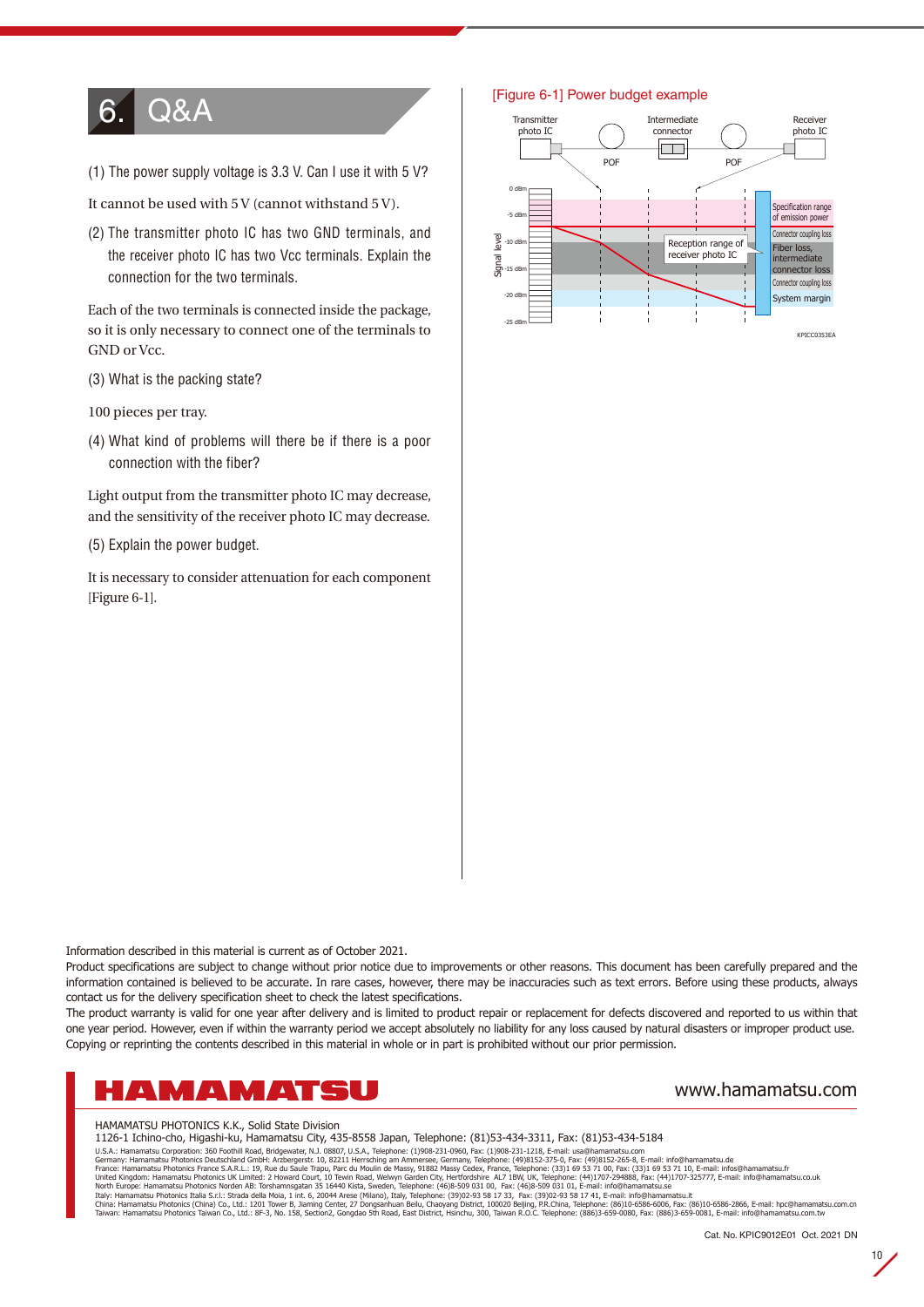# 6. Q&A

(1) The power supply voltage is 3.3 V. Can I use it with 5 V?

It cannot be used with 5 V (cannot withstand 5 V).

(2) The transmitter photo IC has two GND terminals, and the receiver photo IC has two Vcc terminals. Explain the connection for the two terminals.

Each of the two terminals is connected inside the package, so it is only necessary to connect one of the terminals to GND or Vcc.

(3) What is the packing state?

100 pieces per tray.

(4) What kind of problems will there be if there is a poor connection with the fiber?

Light output from the transmitter photo IC may decrease, and the sensitivity of the receiver photo IC may decrease.

(5) Explain the power budget.

It is necessary to consider attenuation for each component [Figure 6-1].

[Figure 6-1] Power budget example

Transmitter photo IC
Intermediate connector
Receiver photo IC
POF
POF
Signal level
0 dBm
-5 dBm
-10 dBm
-15 dBm
-20 dBm
-25 dBm
Reception range of receiver photo IC
Specification range of emission power
Connector coupling loss
Fiber loss, intermediate connector loss
Connector coupling loss
System margin
KPICC0353EA

Information described in this material is current as of October 2021.
Product specifications are subject to change without prior notice due to improvements or other reasons. This document has been carefully prepared and the information contained is believed to be accurate. In rare cases, however, there may be inaccuracies such as text errors. Before using these products, always contact us for the delivery specification sheet to check the latest specifications.
The product warranty is valid for one year after delivery and is limited to product repair or replacement for defects discovered and reported to us within that one year period. However, even if within the warranty period we accept absolutely no liability for any loss caused by natural disasters or improper product use.
Copying or reprinting the contents described in this material in whole or in part is prohibited without our prior permission.

**HAMAMATSU**

www.hamamatsu.com

HAMAMATSU PHOTONICS K.K., Solid State Division
1126-1 Ichino-cho, Higashi-ku, Hamamatsu City, 435-8558 Japan, Telephone: (81)53-434-3311, Fax: (81)53-434-5184
U.S.A.: Hamamatsu Corporation: 360 Foothill Road, Bridgewater, N.J. 08807, U.S.A., Telephone: (1)908-231-0960, Fax: (1)908-231-1218, E-mail: usa@hamamatsu.com
Germany: Hamamatsu Photonics Deutschland GmbH: Arzbergerstr. 10, 82211 Herrsching am Ammersee, Germany, Telephone: (49)8152-375-0, Fax: (49)8152-265-8, E-mail: info@hamamatsu.de
France: Hamamatsu Photonics France S.A.R.L.: 19, Rue du Saule Trapu, Parc du Moulin de Massy, 91882 Massy Cedex, France, Telephone: (33)1 69 53 71 00, Fax: (33)1 69 53 71 10, E-mail: infos@hamamatsu.fr
United Kingdom: Hamamatsu Photonics UK Limited: 2 Howard Court, 10 Tewin Road, Welwyn Garden City, Hertfordshire AL7 1BW, UK, Telephone: (44)1707-294888, Fax: (44)1707-325777, E-mail: info@hamamatsu.co.uk
North Europe: Hamamatsu Photonics Norden AB: Torshamnsgatan 35 16440 Kista, Sweden, Telephone: (46)8-509 031 00, Fax: (46)8-509 031 01, E-mail: info@hamamatsu.se
Italy: Hamamatsu Photonics Italia S.r.l.: Strada della Moia, 1 int. 6, 20044 Arese (Milano), Italy, Telephone: (39)02-93 58 17 33, Fax: (39)02-93 58 17 41, E-mail: info@hamamatsu.it
China: Hamamatsu Photonics (China) Co., Ltd.: 1201 Tower B, Jiaming Center, 27 Dongsanhuan Beilu, Chaoyang District, 100020 Beijing, P.R.China, Telephone: (86)10-6586-6006, Fax: (86)10-6586-2866, E-mail: hpc@hamamatsu.com.cn
Taiwan: Hamamatsu Photonics Taiwan Co., Ltd.: 8F-3, No. 158, Section2, Gongdao 5th Road, East District, Hsinchu, 300, Taiwan R.O.C. Telephone: (886)3-659-0080, Fax: (886)3-659-0081, E-mail: info@hamamatsu.com.tw

Cat. No. KPIC9012E01 Oct. 2021 DN